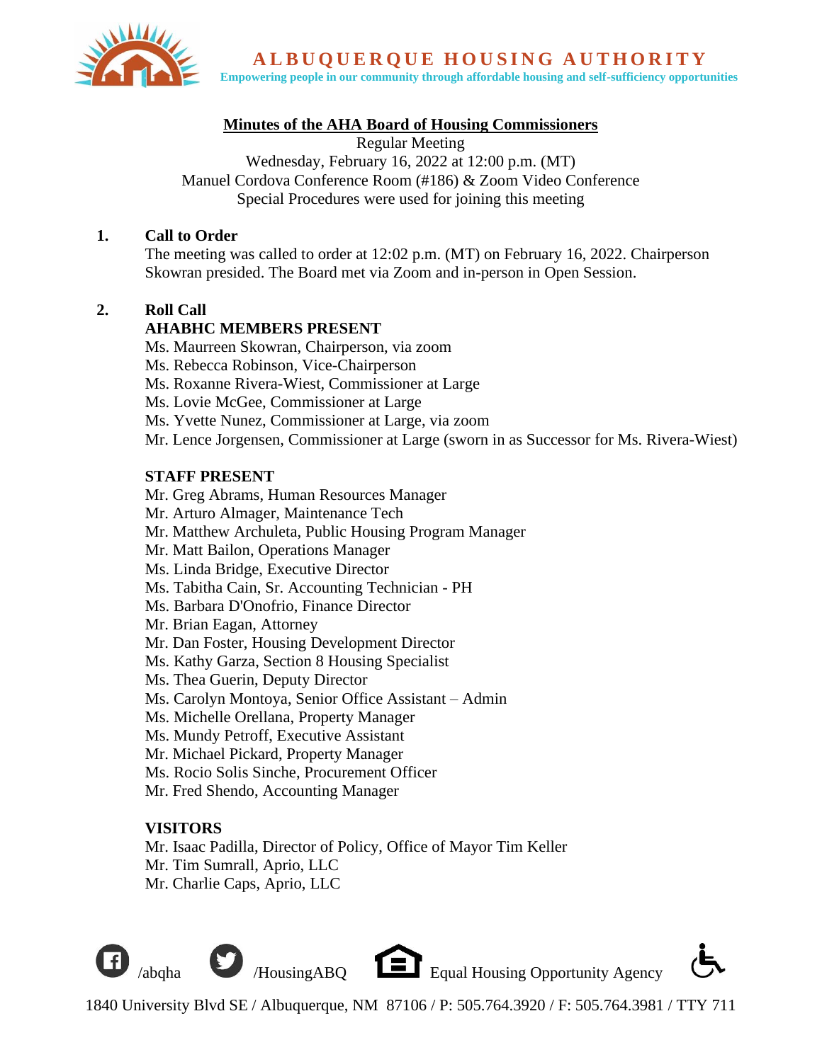# ALBUQUERQUE HOUSING AUTHORITY

Empowering people in our community through affordable housing and self-sufficiency opportunities

## Minutes of the AHA Board of Housing Commissioners

Regular Meeting
Wednesday, February 16, 2022 at 12:00 p.m. (MT)
Manuel Cordova Conference Room (#186) & Zoom Video Conference
Special Procedures were used for joining this meeting

**1. Call to Order**

The meeting was called to order at 12:02 p.m. (MT) on February 16, 2022. Chairperson Skowran presided. The Board met via Zoom and in-person in Open Session.

**2. Roll Call**

**AHABHC MEMBERS PRESENT**

Ms. Maurreen Skowran, Chairperson, via zoom
Ms. Rebecca Robinson, Vice-Chairperson
Ms. Roxanne Rivera-Wiest, Commissioner at Large
Ms. Lovie McGee, Commissioner at Large
Ms. Yvette Nunez, Commissioner at Large, via zoom
Mr. Lence Jorgensen, Commissioner at Large (sworn in as Successor for Ms. Rivera-Wiest)

**STAFF PRESENT**

Mr. Greg Abrams, Human Resources Manager
Mr. Arturo Almager, Maintenance Tech
Mr. Matthew Archuleta, Public Housing Program Manager
Mr. Matt Bailon, Operations Manager
Ms. Linda Bridge, Executive Director
Ms. Tabitha Cain, Sr. Accounting Technician - PH
Ms. Barbara D'Onofrio, Finance Director
Mr. Brian Eagan, Attorney
Mr. Dan Foster, Housing Development Director
Ms. Kathy Garza, Section 8 Housing Specialist
Ms. Thea Guerin, Deputy Director
Ms. Carolyn Montoya, Senior Office Assistant – Admin
Ms. Michelle Orellana, Property Manager
Ms. Mundy Petroff, Executive Assistant
Mr. Michael Pickard, Property Manager
Ms. Rocio Solis Sinche, Procurement Officer
Mr. Fred Shendo, Accounting Manager

**VISITORS**

Mr. Isaac Padilla, Director of Policy, Office of Mayor Tim Keller
Mr. Tim Sumrall, Aprio, LLC
Mr. Charlie Caps, Aprio, LLC

/abqha /HousingABQ Equal Housing Opportunity Agency

1840 University Blvd SE / Albuquerque, NM 87106 / P: 505.764.3920 / F: 505.764.3981 / TTY 711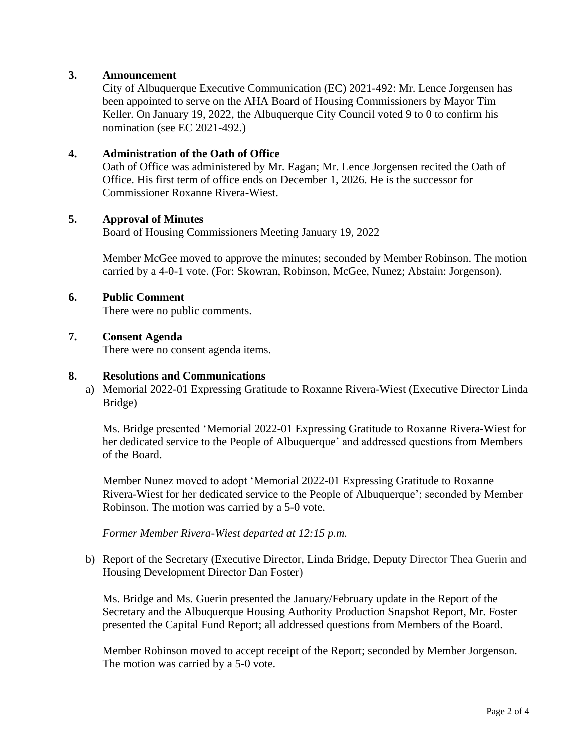**3. Announcement**

City of Albuquerque Executive Communication (EC) 2021-492: Mr. Lence Jorgensen has been appointed to serve on the AHA Board of Housing Commissioners by Mayor Tim Keller. On January 19, 2022, the Albuquerque City Council voted 9 to 0 to confirm his nomination (see EC 2021-492.)

**4. Administration of the Oath of Office**

Oath of Office was administered by Mr. Eagan; Mr. Lence Jorgensen recited the Oath of Office. His first term of office ends on December 1, 2026. He is the successor for Commissioner Roxanne Rivera-Wiest.

**5. Approval of Minutes**

Board of Housing Commissioners Meeting January 19, 2022

Member McGee moved to approve the minutes; seconded by Member Robinson. The motion carried by a 4-0-1 vote. (For: Skowran, Robinson, McGee, Nunez; Abstain: Jorgenson).

**6. Public Comment**

There were no public comments.

**7. Consent Agenda**

There were no consent agenda items.

**8. Resolutions and Communications**

a) Memorial 2022-01 Expressing Gratitude to Roxanne Rivera-Wiest (Executive Director Linda Bridge)

Ms. Bridge presented 'Memorial 2022-01 Expressing Gratitude to Roxanne Rivera-Wiest for her dedicated service to the People of Albuquerque' and addressed questions from Members of the Board.

Member Nunez moved to adopt 'Memorial 2022-01 Expressing Gratitude to Roxanne Rivera-Wiest for her dedicated service to the People of Albuquerque'; seconded by Member Robinson. The motion was carried by a 5-0 vote.

*Former Member Rivera-Wiest departed at 12:15 p.m.*

b) Report of the Secretary (Executive Director, Linda Bridge, Deputy Director Thea Guerin and Housing Development Director Dan Foster)

Ms. Bridge and Ms. Guerin presented the January/February update in the Report of the Secretary and the Albuquerque Housing Authority Production Snapshot Report, Mr. Foster presented the Capital Fund Report; all addressed questions from Members of the Board.

Member Robinson moved to accept receipt of the Report; seconded by Member Jorgenson. The motion was carried by a 5-0 vote.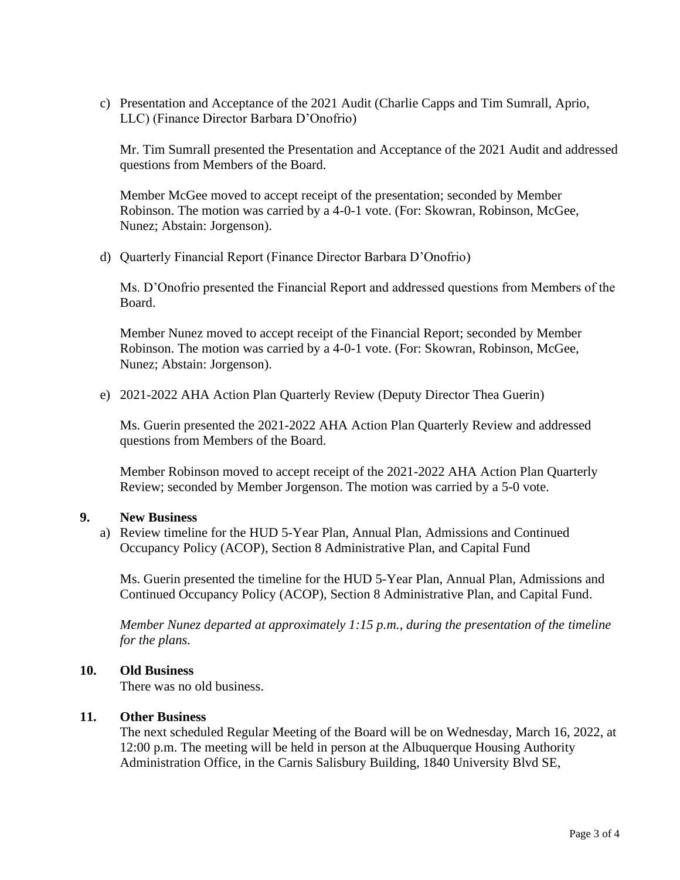c) Presentation and Acceptance of the 2021 Audit (Charlie Capps and Tim Sumrall, Aprio, LLC) (Finance Director Barbara D'Onofrio)

   Mr. Tim Sumrall presented the Presentation and Acceptance of the 2021 Audit and addressed questions from Members of the Board.

   Member McGee moved to accept receipt of the presentation; seconded by Member Robinson. The motion was carried by a 4-0-1 vote. (For: Skowran, Robinson, McGee, Nunez; Abstain: Jorgenson).

d) Quarterly Financial Report (Finance Director Barbara D'Onofrio)

   Ms. D'Onofrio presented the Financial Report and addressed questions from Members of the Board.

   Member Nunez moved to accept receipt of the Financial Report; seconded by Member Robinson. The motion was carried by a 4-0-1 vote. (For: Skowran, Robinson, McGee, Nunez; Abstain: Jorgenson).

e) 2021-2022 AHA Action Plan Quarterly Review (Deputy Director Thea Guerin)

   Ms. Guerin presented the 2021-2022 AHA Action Plan Quarterly Review and addressed questions from Members of the Board.

   Member Robinson moved to accept receipt of the 2021-2022 AHA Action Plan Quarterly Review; seconded by Member Jorgenson. The motion was carried by a 5-0 vote.

## 9. New Business

a) Review timeline for the HUD 5-Year Plan, Annual Plan, Admissions and Continued Occupancy Policy (ACOP), Section 8 Administrative Plan, and Capital Fund

   Ms. Guerin presented the timeline for the HUD 5-Year Plan, Annual Plan, Admissions and Continued Occupancy Policy (ACOP), Section 8 Administrative Plan, and Capital Fund.

   *Member Nunez departed at approximately 1:15 p.m., during the presentation of the timeline for the plans.*

## 10. Old Business

There was no old business.

## 11. Other Business

The next scheduled Regular Meeting of the Board will be on Wednesday, March 16, 2022, at 12:00 p.m. The meeting will be held in person at the Albuquerque Housing Authority Administration Office, in the Carnis Salisbury Building, 1840 University Blvd SE,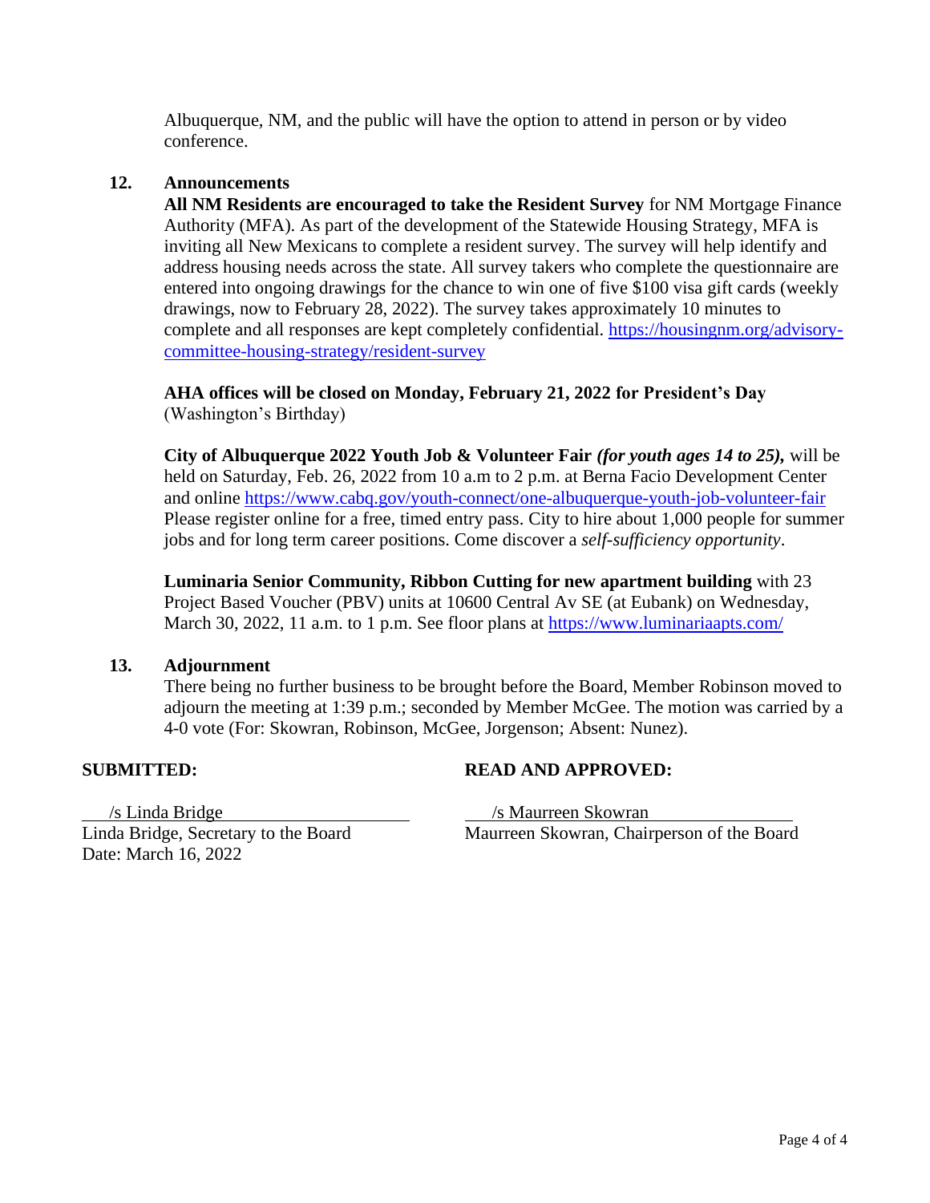Albuquerque, NM, and the public will have the option to attend in person or by video conference.

**12. Announcements**

**All NM Residents are encouraged to take the Resident Survey** for NM Mortgage Finance Authority (MFA). As part of the development of the Statewide Housing Strategy, MFA is inviting all New Mexicans to complete a resident survey. The survey will help identify and address housing needs across the state. All survey takers who complete the questionnaire are entered into ongoing drawings for the chance to win one of five $100 visa gift cards (weekly drawings, now to February 28, 2022). The survey takes approximately 10 minutes to complete and all responses are kept completely confidential. [https://housingnm.org/advisory-committee-housing-strategy/resident-survey](https://housingnm.org/advisory-committee-housing-strategy/resident-survey)

**AHA offices will be closed on Monday, February 21, 2022 for President's Day** (Washington's Birthday)

**City of Albuquerque 2022 Youth Job & Volunteer Fair** ***(for youth ages 14 to 25),*** will be held on Saturday, Feb. 26, 2022 from 10 a.m to 2 p.m. at Berna Facio Development Center and online [https://www.cabq.gov/youth-connect/one-albuquerque-youth-job-volunteer-fair](https://www.cabq.gov/youth-connect/one-albuquerque-youth-job-volunteer-fair) Please register online for a free, timed entry pass. City to hire about 1,000 people for summer jobs and for long term career positions. Come discover a *self-sufficiency opportunity*.

**Luminaria Senior Community, Ribbon Cutting for new apartment building** with 23 Project Based Voucher (PBV) units at 10600 Central Av SE (at Eubank) on Wednesday, March 30, 2022, 11 a.m. to 1 p.m. See floor plans at [https://www.luminariaapts.com/](https://www.luminariaapts.com/)

**13. Adjournment**

There being no further business to be brought before the Board, Member Robinson moved to adjourn the meeting at 1:39 p.m.; seconded by Member McGee. The motion was carried by a 4-0 vote (For: Skowran, Robinson, McGee, Jorgenson; Absent: Nunez).

**SUBMITTED:**

/s Linda Bridge
Linda Bridge, Secretary to the Board
Date: March 16, 2022

**READ AND APPROVED:**

/s Maurreen Skowran
Maurreen Skowran, Chairperson of the Board